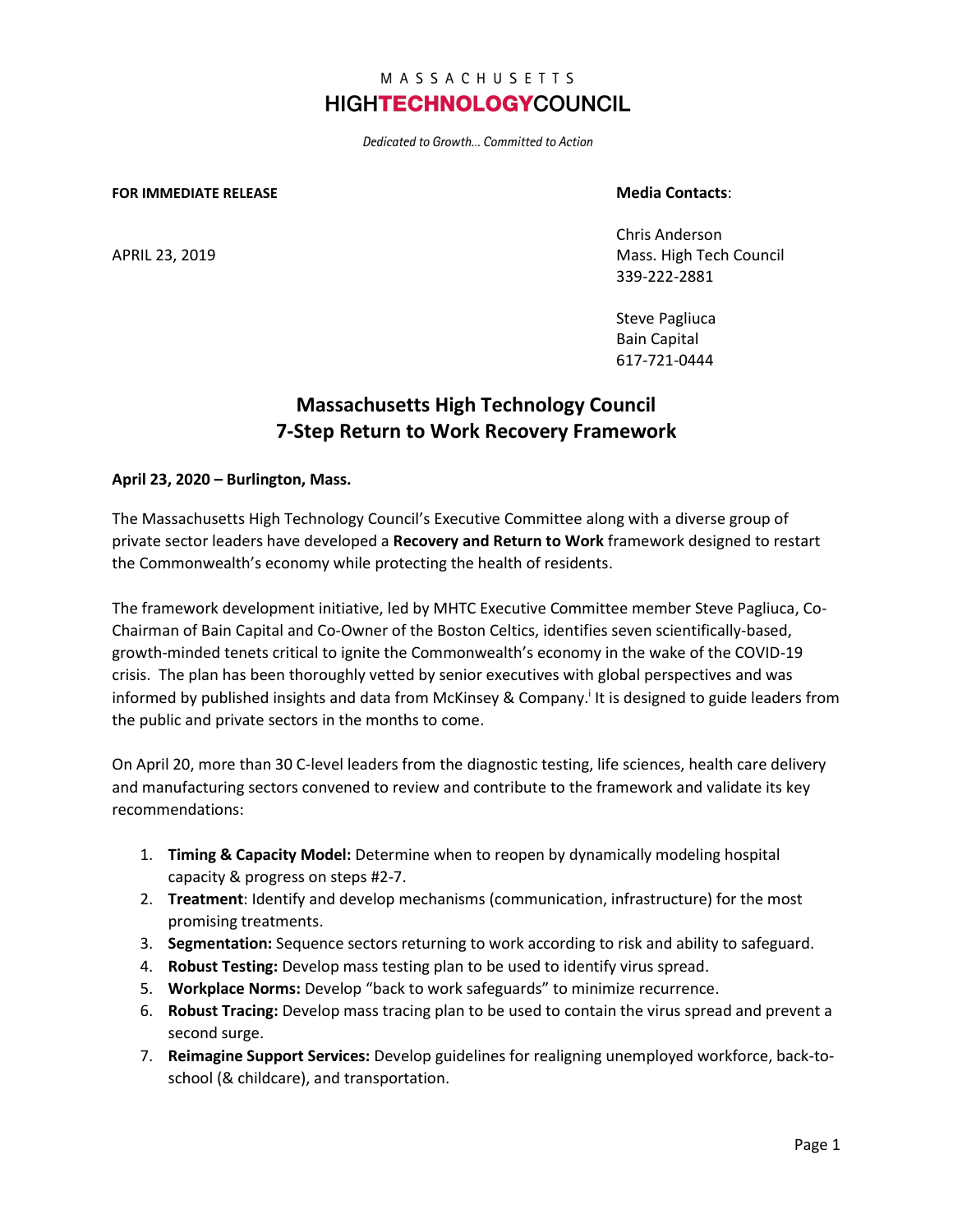MASSACHUSETTS
**HIGHTECHNOLOGYCOUNCIL**

*Dedicated to Growth… Committed to Action*

**FOR IMMEDIATE RELEASE**

APRIL 23, 2019

**Media Contacts**:

Chris Anderson
Mass. High Tech Council
339-222-2881

Steve Pagliuca
Bain Capital
617-721-0444

## Massachusetts High Technology Council
## 7-Step Return to Work Recovery Framework

**April 23, 2020 – Burlington, Mass.**

The Massachusetts High Technology Council's Executive Committee along with a diverse group of private sector leaders have developed a **Recovery and Return to Work** framework designed to restart the Commonwealth's economy while protecting the health of residents.

The framework development initiative, led by MHTC Executive Committee member Steve Pagliuca, Co-Chairman of Bain Capital and Co-Owner of the Boston Celtics, identifies seven scientifically-based, growth-minded tenets critical to ignite the Commonwealth's economy in the wake of the COVID-19 crisis. The plan has been thoroughly vetted by senior executives with global perspectives and was informed by published insights and data from McKinsey & Company.[i] It is designed to guide leaders from the public and private sectors in the months to come.

On April 20, more than 30 C-level leaders from the diagnostic testing, life sciences, health care delivery and manufacturing sectors convened to review and contribute to the framework and validate its key recommendations:

1. **Timing & Capacity Model:** Determine when to reopen by dynamically modeling hospital capacity & progress on steps #2-7.
2. **Treatment**: Identify and develop mechanisms (communication, infrastructure) for the most promising treatments.
3. **Segmentation:** Sequence sectors returning to work according to risk and ability to safeguard.
4. **Robust Testing:** Develop mass testing plan to be used to identify virus spread.
5. **Workplace Norms:** Develop "back to work safeguards" to minimize recurrence.
6. **Robust Tracing:** Develop mass tracing plan to be used to contain the virus spread and prevent a second surge.
7. **Reimagine Support Services:** Develop guidelines for realigning unemployed workforce, back-to-school (& childcare), and transportation.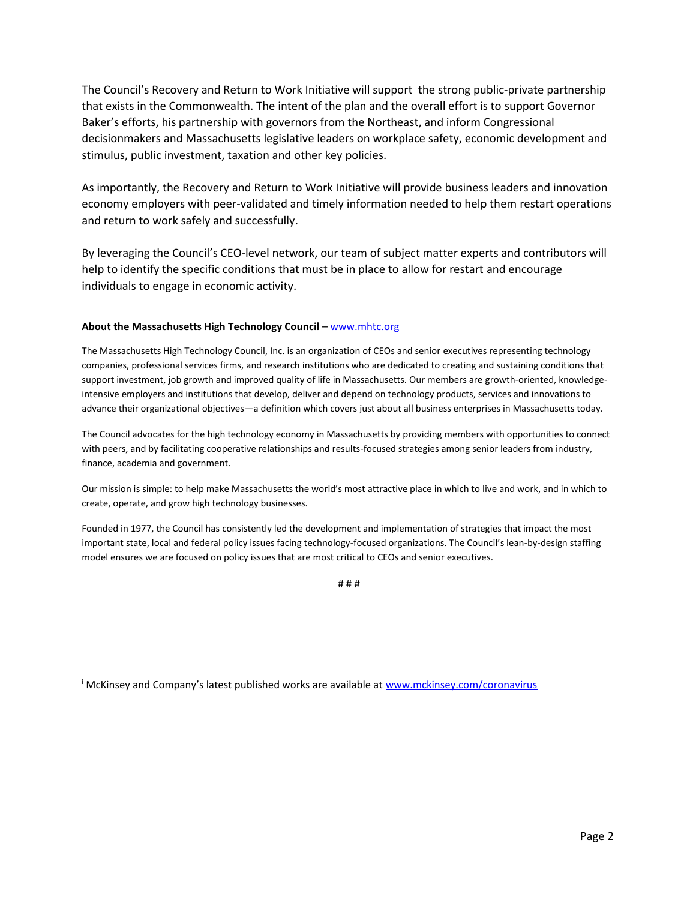The Council's Recovery and Return to Work Initiative will support the strong public-private partnership that exists in the Commonwealth. The intent of the plan and the overall effort is to support Governor Baker's efforts, his partnership with governors from the Northeast, and inform Congressional decisionmakers and Massachusetts legislative leaders on workplace safety, economic development and stimulus, public investment, taxation and other key policies.

As importantly, the Recovery and Return to Work Initiative will provide business leaders and innovation economy employers with peer-validated and timely information needed to help them restart operations and return to work safely and successfully.

By leveraging the Council's CEO-level network, our team of subject matter experts and contributors will help to identify the specific conditions that must be in place to allow for restart and encourage individuals to engage in economic activity.

**About the Massachusetts High Technology Council** – www.mhtc.org

The Massachusetts High Technology Council, Inc. is an organization of CEOs and senior executives representing technology companies, professional services firms, and research institutions who are dedicated to creating and sustaining conditions that support investment, job growth and improved quality of life in Massachusetts. Our members are growth-oriented, knowledge-intensive employers and institutions that develop, deliver and depend on technology products, services and innovations to advance their organizational objectives—a definition which covers just about all business enterprises in Massachusetts today.

The Council advocates for the high technology economy in Massachusetts by providing members with opportunities to connect with peers, and by facilitating cooperative relationships and results-focused strategies among senior leaders from industry, finance, academia and government.

Our mission is simple: to help make Massachusetts the world's most attractive place in which to live and work, and in which to create, operate, and grow high technology businesses.

Founded in 1977, the Council has consistently led the development and implementation of strategies that impact the most important state, local and federal policy issues facing technology-focused organizations. The Council's lean-by-design staffing model ensures we are focused on policy issues that are most critical to CEOs and senior executives.

# # #

---

[i] McKinsey and Company's latest published works are available at www.mckinsey.com/coronavirus